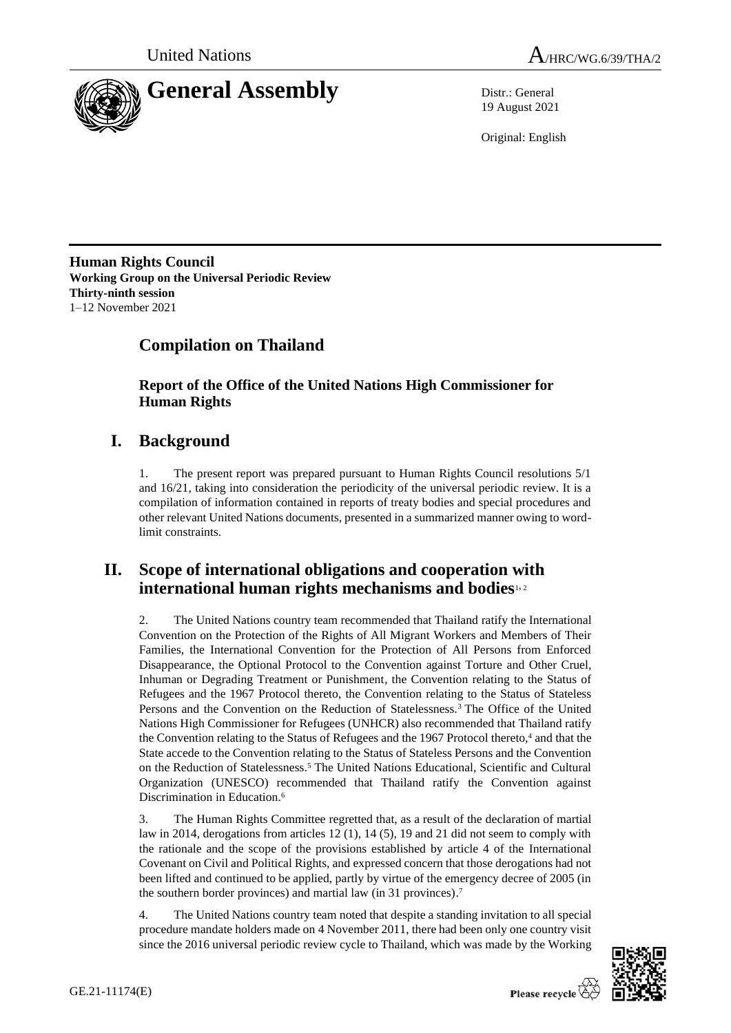United Nations

A/HRC/WG.6/39/THA/2

# General Assembly

Distr.: General
19 August 2021

Original: English

**Human Rights Council**
**Working Group on the Universal Periodic Review**
**Thirty-ninth session**
1–12 November 2021

## Compilation on Thailand

### Report of the Office of the United Nations High Commissioner for Human Rights

## I. Background

1. The present report was prepared pursuant to Human Rights Council resolutions 5/1 and 16/21, taking into consideration the periodicity of the universal periodic review. It is a compilation of information contained in reports of treaty bodies and special procedures and other relevant United Nations documents, presented in a summarized manner owing to word-limit constraints.

## II. Scope of international obligations and cooperation with international human rights mechanisms and bodies[1, 2]

2. The United Nations country team recommended that Thailand ratify the International Convention on the Protection of the Rights of All Migrant Workers and Members of Their Families, the International Convention for the Protection of All Persons from Enforced Disappearance, the Optional Protocol to the Convention against Torture and Other Cruel, Inhuman or Degrading Treatment or Punishment, the Convention relating to the Status of Refugees and the 1967 Protocol thereto, the Convention relating to the Status of Stateless Persons and the Convention on the Reduction of Statelessness.[3] The Office of the United Nations High Commissioner for Refugees (UNHCR) also recommended that Thailand ratify the Convention relating to the Status of Refugees and the 1967 Protocol thereto,[4] and that the State accede to the Convention relating to the Status of Stateless Persons and the Convention on the Reduction of Statelessness.[5] The United Nations Educational, Scientific and Cultural Organization (UNESCO) recommended that Thailand ratify the Convention against Discrimination in Education.[6]

3. The Human Rights Committee regretted that, as a result of the declaration of martial law in 2014, derogations from articles 12 (1), 14 (5), 19 and 21 did not seem to comply with the rationale and the scope of the provisions established by article 4 of the International Covenant on Civil and Political Rights, and expressed concern that those derogations had not been lifted and continued to be applied, partly by virtue of the emergency decree of 2005 (in the southern border provinces) and martial law (in 31 provinces).[7]

4. The United Nations country team noted that despite a standing invitation to all special procedure mandate holders made on 4 November 2011, there had been only one country visit since the 2016 universal periodic review cycle to Thailand, which was made by the Working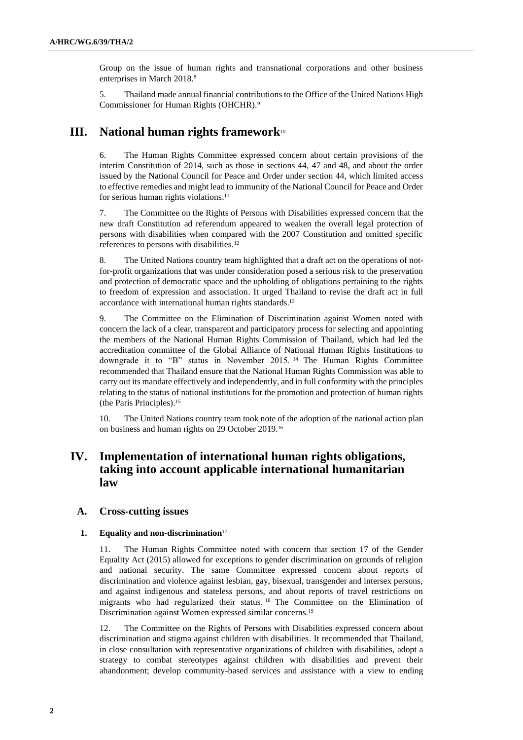Group on the issue of human rights and transnational corporations and other business enterprises in March 2018.[8]

5. Thailand made annual financial contributions to the Office of the United Nations High Commissioner for Human Rights (OHCHR).[9]

## III. National human rights framework[10]

6. The Human Rights Committee expressed concern about certain provisions of the interim Constitution of 2014, such as those in sections 44, 47 and 48, and about the order issued by the National Council for Peace and Order under section 44, which limited access to effective remedies and might lead to immunity of the National Council for Peace and Order for serious human rights violations.[11]

7. The Committee on the Rights of Persons with Disabilities expressed concern that the new draft Constitution ad referendum appeared to weaken the overall legal protection of persons with disabilities when compared with the 2007 Constitution and omitted specific references to persons with disabilities.[12]

8. The United Nations country team highlighted that a draft act on the operations of not-for-profit organizations that was under consideration posed a serious risk to the preservation and protection of democratic space and the upholding of obligations pertaining to the rights to freedom of expression and association. It urged Thailand to revise the draft act in full accordance with international human rights standards.[13]

9. The Committee on the Elimination of Discrimination against Women noted with concern the lack of a clear, transparent and participatory process for selecting and appointing the members of the National Human Rights Commission of Thailand, which had led the accreditation committee of the Global Alliance of National Human Rights Institutions to downgrade it to "B" status in November 2015.[14] The Human Rights Committee recommended that Thailand ensure that the National Human Rights Commission was able to carry out its mandate effectively and independently, and in full conformity with the principles relating to the status of national institutions for the promotion and protection of human rights (the Paris Principles).[15]

10. The United Nations country team took note of the adoption of the national action plan on business and human rights on 29 October 2019.[16]

## IV. Implementation of international human rights obligations, taking into account applicable international humanitarian law

### A. Cross-cutting issues

#### 1. Equality and non-discrimination[17]

11. The Human Rights Committee noted with concern that section 17 of the Gender Equality Act (2015) allowed for exceptions to gender discrimination on grounds of religion and national security. The same Committee expressed concern about reports of discrimination and violence against lesbian, gay, bisexual, transgender and intersex persons, and against indigenous and stateless persons, and about reports of travel restrictions on migrants who had regularized their status.[18] The Committee on the Elimination of Discrimination against Women expressed similar concerns.[19]

12. The Committee on the Rights of Persons with Disabilities expressed concern about discrimination and stigma against children with disabilities. It recommended that Thailand, in close consultation with representative organizations of children with disabilities, adopt a strategy to combat stereotypes against children with disabilities and prevent their abandonment; develop community-based services and assistance with a view to ending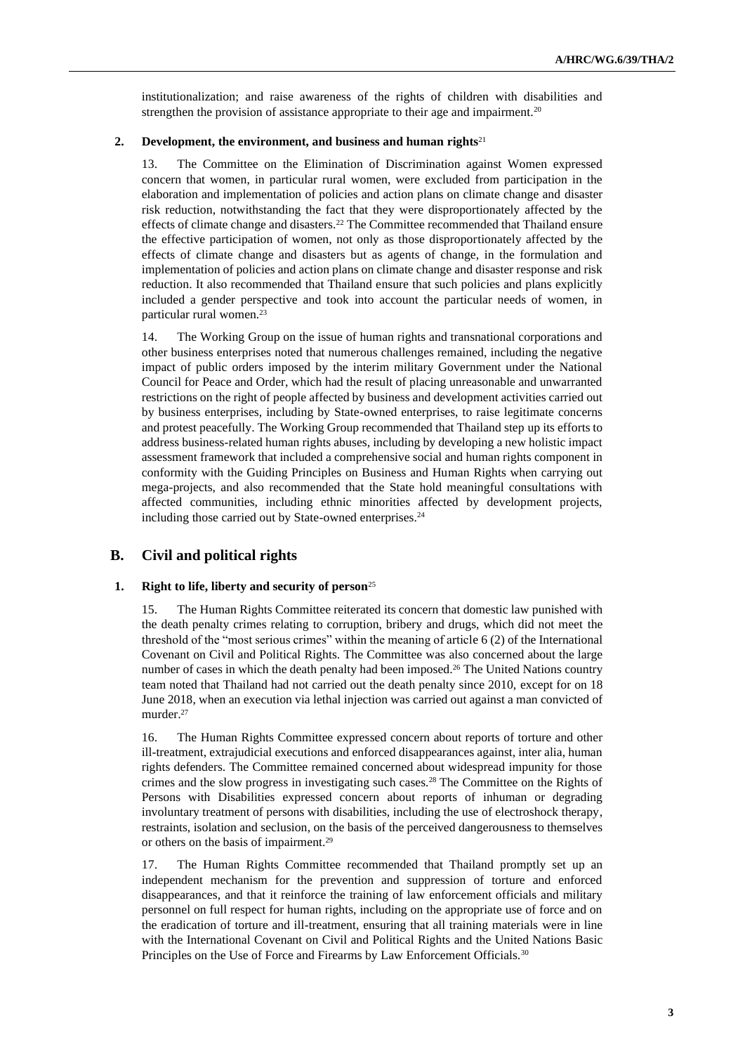institutionalization; and raise awareness of the rights of children with disabilities and strengthen the provision of assistance appropriate to their age and impairment.[20]

### 2. Development, the environment, and business and human rights[21]

13. The Committee on the Elimination of Discrimination against Women expressed concern that women, in particular rural women, were excluded from participation in the elaboration and implementation of policies and action plans on climate change and disaster risk reduction, notwithstanding the fact that they were disproportionately affected by the effects of climate change and disasters.[22] The Committee recommended that Thailand ensure the effective participation of women, not only as those disproportionately affected by the effects of climate change and disasters but as agents of change, in the formulation and implementation of policies and action plans on climate change and disaster response and risk reduction. It also recommended that Thailand ensure that such policies and plans explicitly included a gender perspective and took into account the particular needs of women, in particular rural women.[23]

14. The Working Group on the issue of human rights and transnational corporations and other business enterprises noted that numerous challenges remained, including the negative impact of public orders imposed by the interim military Government under the National Council for Peace and Order, which had the result of placing unreasonable and unwarranted restrictions on the right of people affected by business and development activities carried out by business enterprises, including by State-owned enterprises, to raise legitimate concerns and protest peacefully. The Working Group recommended that Thailand step up its efforts to address business-related human rights abuses, including by developing a new holistic impact assessment framework that included a comprehensive social and human rights component in conformity with the Guiding Principles on Business and Human Rights when carrying out mega-projects, and also recommended that the State hold meaningful consultations with affected communities, including ethnic minorities affected by development projects, including those carried out by State-owned enterprises.[24]

## B. Civil and political rights

### 1. Right to life, liberty and security of person[25]

15. The Human Rights Committee reiterated its concern that domestic law punished with the death penalty crimes relating to corruption, bribery and drugs, which did not meet the threshold of the "most serious crimes" within the meaning of article 6 (2) of the International Covenant on Civil and Political Rights. The Committee was also concerned about the large number of cases in which the death penalty had been imposed.[26] The United Nations country team noted that Thailand had not carried out the death penalty since 2010, except for on 18 June 2018, when an execution via lethal injection was carried out against a man convicted of murder.[27]

16. The Human Rights Committee expressed concern about reports of torture and other ill-treatment, extrajudicial executions and enforced disappearances against, inter alia, human rights defenders. The Committee remained concerned about widespread impunity for those crimes and the slow progress in investigating such cases.[28] The Committee on the Rights of Persons with Disabilities expressed concern about reports of inhuman or degrading involuntary treatment of persons with disabilities, including the use of electroshock therapy, restraints, isolation and seclusion, on the basis of the perceived dangerousness to themselves or others on the basis of impairment.[29]

17. The Human Rights Committee recommended that Thailand promptly set up an independent mechanism for the prevention and suppression of torture and enforced disappearances, and that it reinforce the training of law enforcement officials and military personnel on full respect for human rights, including on the appropriate use of force and on the eradication of torture and ill-treatment, ensuring that all training materials were in line with the International Covenant on Civil and Political Rights and the United Nations Basic Principles on the Use of Force and Firearms by Law Enforcement Officials.[30]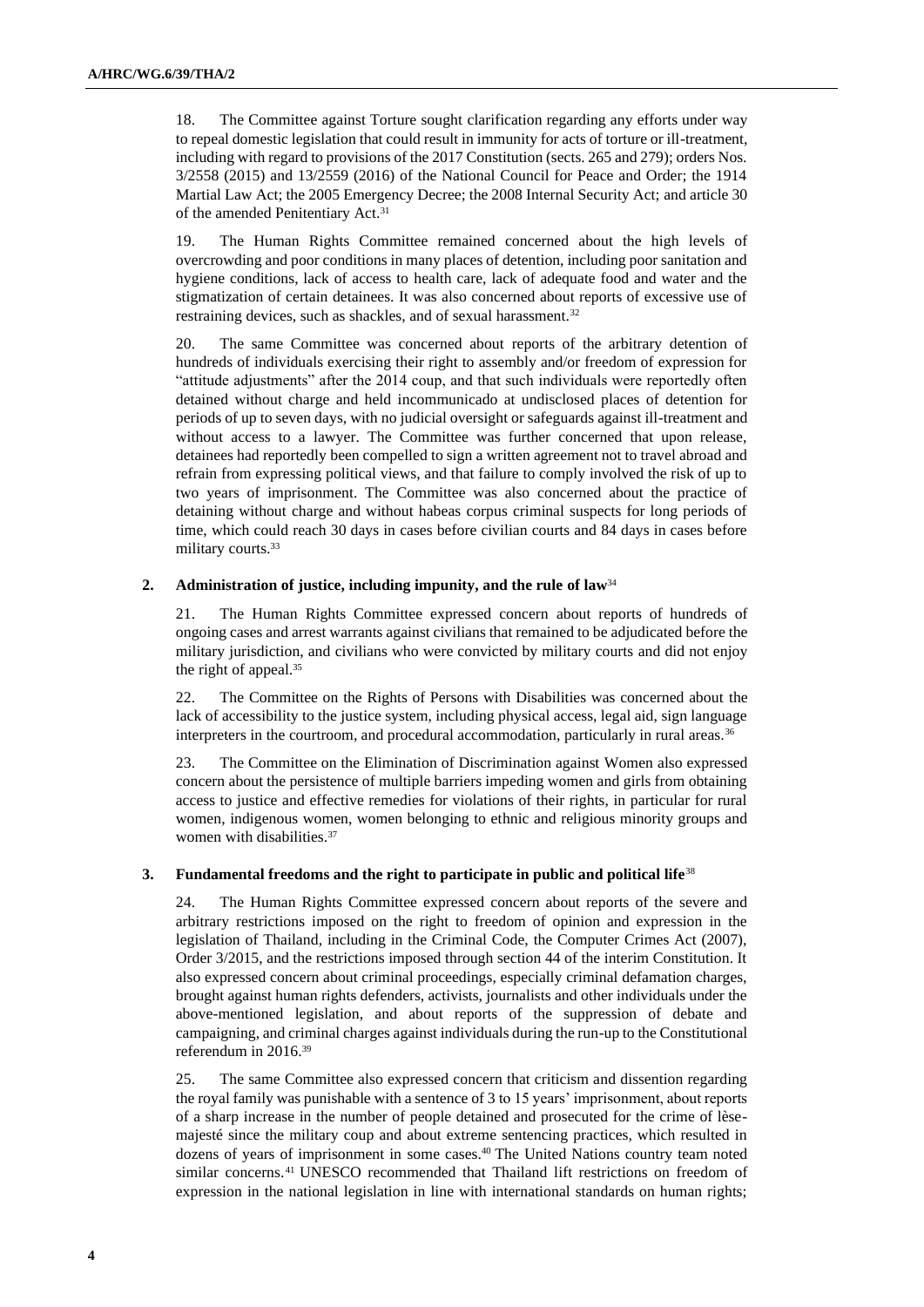18. The Committee against Torture sought clarification regarding any efforts under way to repeal domestic legislation that could result in immunity for acts of torture or ill-treatment, including with regard to provisions of the 2017 Constitution (sects. 265 and 279); orders Nos. 3/2558 (2015) and 13/2559 (2016) of the National Council for Peace and Order; the 1914 Martial Law Act; the 2005 Emergency Decree; the 2008 Internal Security Act; and article 30 of the amended Penitentiary Act.[31]

19. The Human Rights Committee remained concerned about the high levels of overcrowding and poor conditions in many places of detention, including poor sanitation and hygiene conditions, lack of access to health care, lack of adequate food and water and the stigmatization of certain detainees. It was also concerned about reports of excessive use of restraining devices, such as shackles, and of sexual harassment.[32]

20. The same Committee was concerned about reports of the arbitrary detention of hundreds of individuals exercising their right to assembly and/or freedom of expression for "attitude adjustments" after the 2014 coup, and that such individuals were reportedly often detained without charge and held incommunicado at undisclosed places of detention for periods of up to seven days, with no judicial oversight or safeguards against ill-treatment and without access to a lawyer. The Committee was further concerned that upon release, detainees had reportedly been compelled to sign a written agreement not to travel abroad and refrain from expressing political views, and that failure to comply involved the risk of up to two years of imprisonment. The Committee was also concerned about the practice of detaining without charge and without habeas corpus criminal suspects for long periods of time, which could reach 30 days in cases before civilian courts and 84 days in cases before military courts.[33]

### 2. Administration of justice, including impunity, and the rule of law[34]

21. The Human Rights Committee expressed concern about reports of hundreds of ongoing cases and arrest warrants against civilians that remained to be adjudicated before the military jurisdiction, and civilians who were convicted by military courts and did not enjoy the right of appeal.[35]

22. The Committee on the Rights of Persons with Disabilities was concerned about the lack of accessibility to the justice system, including physical access, legal aid, sign language interpreters in the courtroom, and procedural accommodation, particularly in rural areas.[36]

23. The Committee on the Elimination of Discrimination against Women also expressed concern about the persistence of multiple barriers impeding women and girls from obtaining access to justice and effective remedies for violations of their rights, in particular for rural women, indigenous women, women belonging to ethnic and religious minority groups and women with disabilities.[37]

### 3. Fundamental freedoms and the right to participate in public and political life[38]

24. The Human Rights Committee expressed concern about reports of the severe and arbitrary restrictions imposed on the right to freedom of opinion and expression in the legislation of Thailand, including in the Criminal Code, the Computer Crimes Act (2007), Order 3/2015, and the restrictions imposed through section 44 of the interim Constitution. It also expressed concern about criminal proceedings, especially criminal defamation charges, brought against human rights defenders, activists, journalists and other individuals under the above-mentioned legislation, and about reports of the suppression of debate and campaigning, and criminal charges against individuals during the run-up to the Constitutional referendum in 2016.[39]

25. The same Committee also expressed concern that criticism and dissention regarding the royal family was punishable with a sentence of 3 to 15 years' imprisonment, about reports of a sharp increase in the number of people detained and prosecuted for the crime of lèse-majesté since the military coup and about extreme sentencing practices, which resulted in dozens of years of imprisonment in some cases.[40] The United Nations country team noted similar concerns.[41] UNESCO recommended that Thailand lift restrictions on freedom of expression in the national legislation in line with international standards on human rights;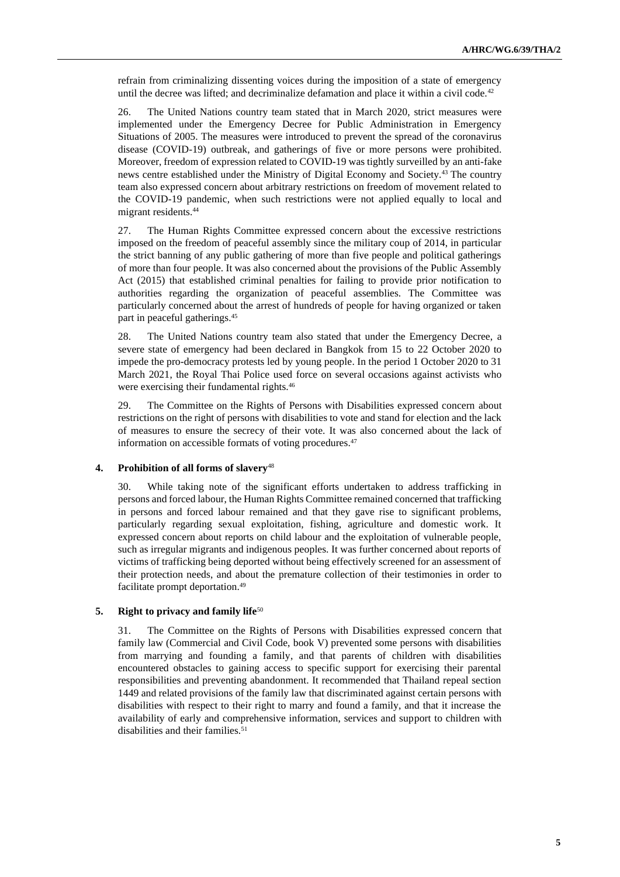refrain from criminalizing dissenting voices during the imposition of a state of emergency until the decree was lifted; and decriminalize defamation and place it within a civil code.[42]

26. The United Nations country team stated that in March 2020, strict measures were implemented under the Emergency Decree for Public Administration in Emergency Situations of 2005. The measures were introduced to prevent the spread of the coronavirus disease (COVID-19) outbreak, and gatherings of five or more persons were prohibited. Moreover, freedom of expression related to COVID-19 was tightly surveilled by an anti-fake news centre established under the Ministry of Digital Economy and Society.[43] The country team also expressed concern about arbitrary restrictions on freedom of movement related to the COVID-19 pandemic, when such restrictions were not applied equally to local and migrant residents.[44]

27. The Human Rights Committee expressed concern about the excessive restrictions imposed on the freedom of peaceful assembly since the military coup of 2014, in particular the strict banning of any public gathering of more than five people and political gatherings of more than four people. It was also concerned about the provisions of the Public Assembly Act (2015) that established criminal penalties for failing to provide prior notification to authorities regarding the organization of peaceful assemblies. The Committee was particularly concerned about the arrest of hundreds of people for having organized or taken part in peaceful gatherings.[45]

28. The United Nations country team also stated that under the Emergency Decree, a severe state of emergency had been declared in Bangkok from 15 to 22 October 2020 to impede the pro-democracy protests led by young people. In the period 1 October 2020 to 31 March 2021, the Royal Thai Police used force on several occasions against activists who were exercising their fundamental rights.[46]

29. The Committee on the Rights of Persons with Disabilities expressed concern about restrictions on the right of persons with disabilities to vote and stand for election and the lack of measures to ensure the secrecy of their vote. It was also concerned about the lack of information on accessible formats of voting procedures.[47]

#### 4. Prohibition of all forms of slavery[48]

30. While taking note of the significant efforts undertaken to address trafficking in persons and forced labour, the Human Rights Committee remained concerned that trafficking in persons and forced labour remained and that they gave rise to significant problems, particularly regarding sexual exploitation, fishing, agriculture and domestic work. It expressed concern about reports on child labour and the exploitation of vulnerable people, such as irregular migrants and indigenous peoples. It was further concerned about reports of victims of trafficking being deported without being effectively screened for an assessment of their protection needs, and about the premature collection of their testimonies in order to facilitate prompt deportation.[49]

#### 5. Right to privacy and family life[50]

31. The Committee on the Rights of Persons with Disabilities expressed concern that family law (Commercial and Civil Code, book V) prevented some persons with disabilities from marrying and founding a family, and that parents of children with disabilities encountered obstacles to gaining access to specific support for exercising their parental responsibilities and preventing abandonment. It recommended that Thailand repeal section 1449 and related provisions of the family law that discriminated against certain persons with disabilities with respect to their right to marry and found a family, and that it increase the availability of early and comprehensive information, services and support to children with disabilities and their families.[51]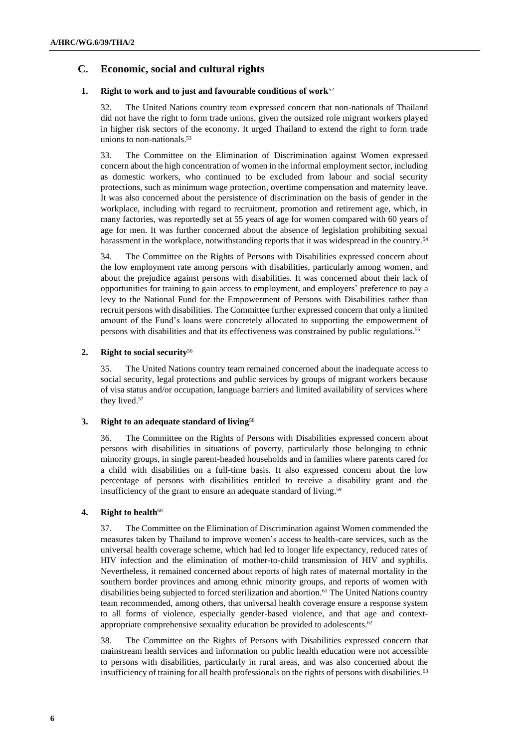## C. Economic, social and cultural rights

### 1. Right to work and to just and favourable conditions of work[52]

32. The United Nations country team expressed concern that non-nationals of Thailand did not have the right to form trade unions, given the outsized role migrant workers played in higher risk sectors of the economy. It urged Thailand to extend the right to form trade unions to non-nationals.[53]

33. The Committee on the Elimination of Discrimination against Women expressed concern about the high concentration of women in the informal employment sector, including as domestic workers, who continued to be excluded from labour and social security protections, such as minimum wage protection, overtime compensation and maternity leave. It was also concerned about the persistence of discrimination on the basis of gender in the workplace, including with regard to recruitment, promotion and retirement age, which, in many factories, was reportedly set at 55 years of age for women compared with 60 years of age for men. It was further concerned about the absence of legislation prohibiting sexual harassment in the workplace, notwithstanding reports that it was widespread in the country.[54]

34. The Committee on the Rights of Persons with Disabilities expressed concern about the low employment rate among persons with disabilities, particularly among women, and about the prejudice against persons with disabilities. It was concerned about their lack of opportunities for training to gain access to employment, and employers' preference to pay a levy to the National Fund for the Empowerment of Persons with Disabilities rather than recruit persons with disabilities. The Committee further expressed concern that only a limited amount of the Fund's loans were concretely allocated to supporting the empowerment of persons with disabilities and that its effectiveness was constrained by public regulations.[55]

### 2. Right to social security[56]

35. The United Nations country team remained concerned about the inadequate access to social security, legal protections and public services by groups of migrant workers because of visa status and/or occupation, language barriers and limited availability of services where they lived.[57]

### 3. Right to an adequate standard of living[58]

36. The Committee on the Rights of Persons with Disabilities expressed concern about persons with disabilities in situations of poverty, particularly those belonging to ethnic minority groups, in single parent-headed households and in families where parents cared for a child with disabilities on a full-time basis. It also expressed concern about the low percentage of persons with disabilities entitled to receive a disability grant and the insufficiency of the grant to ensure an adequate standard of living.[59]

### 4. Right to health[60]

37. The Committee on the Elimination of Discrimination against Women commended the measures taken by Thailand to improve women's access to health-care services, such as the universal health coverage scheme, which had led to longer life expectancy, reduced rates of HIV infection and the elimination of mother-to-child transmission of HIV and syphilis. Nevertheless, it remained concerned about reports of high rates of maternal mortality in the southern border provinces and among ethnic minority groups, and reports of women with disabilities being subjected to forced sterilization and abortion.[61] The United Nations country team recommended, among others, that universal health coverage ensure a response system to all forms of violence, especially gender-based violence, and that age and context-appropriate comprehensive sexuality education be provided to adolescents.[62]

38. The Committee on the Rights of Persons with Disabilities expressed concern that mainstream health services and information on public health education were not accessible to persons with disabilities, particularly in rural areas, and was also concerned about the insufficiency of training for all health professionals on the rights of persons with disabilities.[63]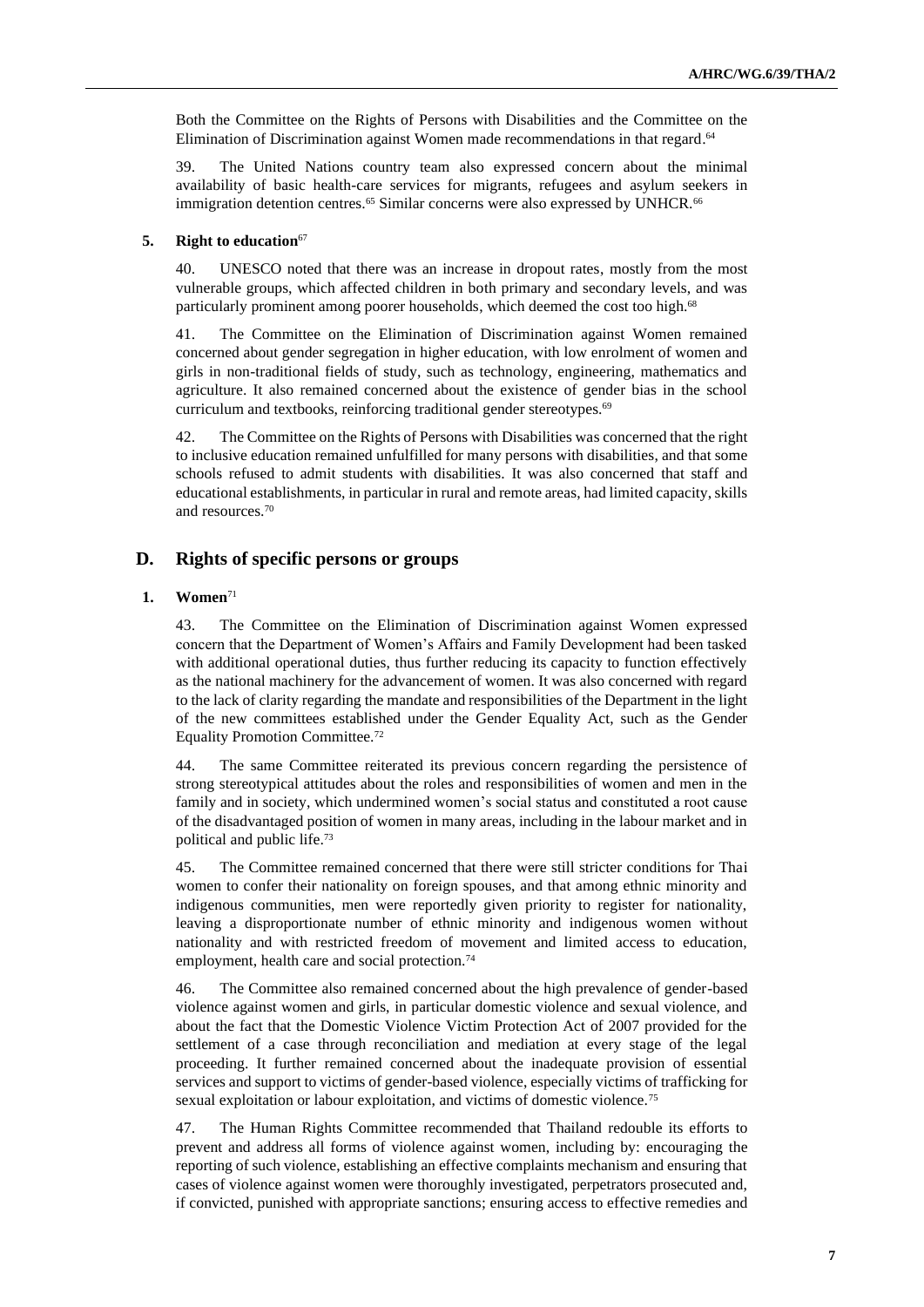Both the Committee on the Rights of Persons with Disabilities and the Committee on the Elimination of Discrimination against Women made recommendations in that regard.[64]

39. The United Nations country team also expressed concern about the minimal availability of basic health-care services for migrants, refugees and asylum seekers in immigration detention centres.[65] Similar concerns were also expressed by UNHCR.[66]

### 5. Right to education[67]

40. UNESCO noted that there was an increase in dropout rates, mostly from the most vulnerable groups, which affected children in both primary and secondary levels, and was particularly prominent among poorer households, which deemed the cost too high.[68]

41. The Committee on the Elimination of Discrimination against Women remained concerned about gender segregation in higher education, with low enrolment of women and girls in non-traditional fields of study, such as technology, engineering, mathematics and agriculture. It also remained concerned about the existence of gender bias in the school curriculum and textbooks, reinforcing traditional gender stereotypes.[69]

42. The Committee on the Rights of Persons with Disabilities was concerned that the right to inclusive education remained unfulfilled for many persons with disabilities, and that some schools refused to admit students with disabilities. It was also concerned that staff and educational establishments, in particular in rural and remote areas, had limited capacity, skills and resources.[70]

## D. Rights of specific persons or groups

### 1. Women[71]

43. The Committee on the Elimination of Discrimination against Women expressed concern that the Department of Women's Affairs and Family Development had been tasked with additional operational duties, thus further reducing its capacity to function effectively as the national machinery for the advancement of women. It was also concerned with regard to the lack of clarity regarding the mandate and responsibilities of the Department in the light of the new committees established under the Gender Equality Act, such as the Gender Equality Promotion Committee.[72]

44. The same Committee reiterated its previous concern regarding the persistence of strong stereotypical attitudes about the roles and responsibilities of women and men in the family and in society, which undermined women's social status and constituted a root cause of the disadvantaged position of women in many areas, including in the labour market and in political and public life.[73]

45. The Committee remained concerned that there were still stricter conditions for Thai women to confer their nationality on foreign spouses, and that among ethnic minority and indigenous communities, men were reportedly given priority to register for nationality, leaving a disproportionate number of ethnic minority and indigenous women without nationality and with restricted freedom of movement and limited access to education, employment, health care and social protection.[74]

46. The Committee also remained concerned about the high prevalence of gender-based violence against women and girls, in particular domestic violence and sexual violence, and about the fact that the Domestic Violence Victim Protection Act of 2007 provided for the settlement of a case through reconciliation and mediation at every stage of the legal proceeding. It further remained concerned about the inadequate provision of essential services and support to victims of gender-based violence, especially victims of trafficking for sexual exploitation or labour exploitation, and victims of domestic violence.[75]

47. The Human Rights Committee recommended that Thailand redouble its efforts to prevent and address all forms of violence against women, including by: encouraging the reporting of such violence, establishing an effective complaints mechanism and ensuring that cases of violence against women were thoroughly investigated, perpetrators prosecuted and, if convicted, punished with appropriate sanctions; ensuring access to effective remedies and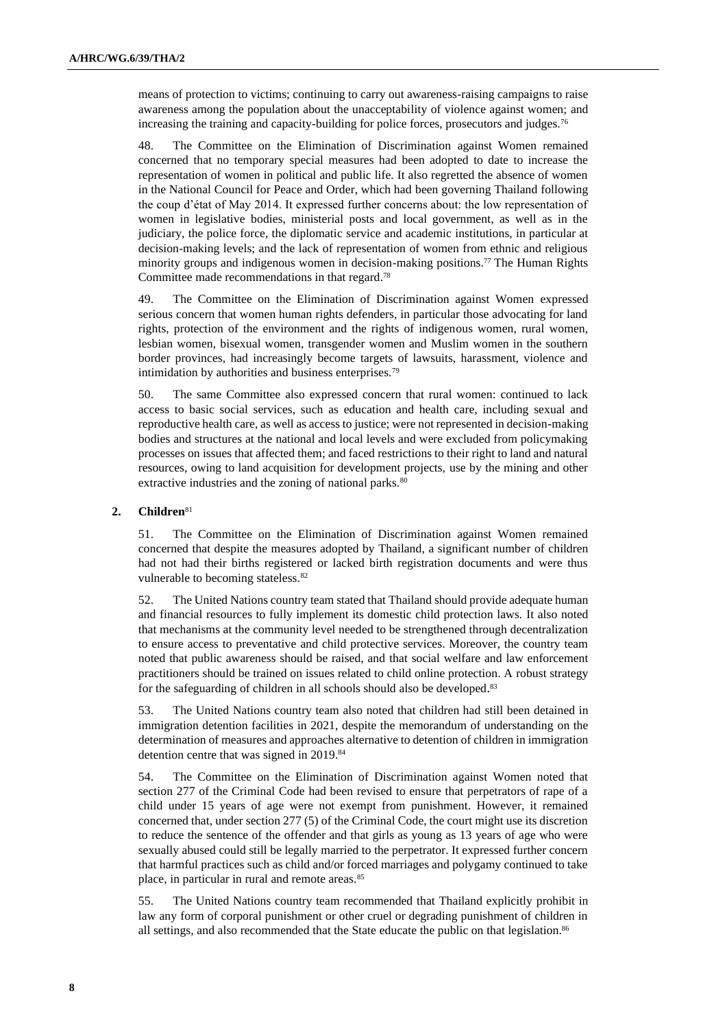means of protection to victims; continuing to carry out awareness-raising campaigns to raise awareness among the population about the unacceptability of violence against women; and increasing the training and capacity-building for police forces, prosecutors and judges.[76]

48. The Committee on the Elimination of Discrimination against Women remained concerned that no temporary special measures had been adopted to date to increase the representation of women in political and public life. It also regretted the absence of women in the National Council for Peace and Order, which had been governing Thailand following the coup d'état of May 2014. It expressed further concerns about: the low representation of women in legislative bodies, ministerial posts and local government, as well as in the judiciary, the police force, the diplomatic service and academic institutions, in particular at decision-making levels; and the lack of representation of women from ethnic and religious minority groups and indigenous women in decision-making positions.[77] The Human Rights Committee made recommendations in that regard.[78]

49. The Committee on the Elimination of Discrimination against Women expressed serious concern that women human rights defenders, in particular those advocating for land rights, protection of the environment and the rights of indigenous women, rural women, lesbian women, bisexual women, transgender women and Muslim women in the southern border provinces, had increasingly become targets of lawsuits, harassment, violence and intimidation by authorities and business enterprises.[79]

50. The same Committee also expressed concern that rural women: continued to lack access to basic social services, such as education and health care, including sexual and reproductive health care, as well as access to justice; were not represented in decision-making bodies and structures at the national and local levels and were excluded from policymaking processes on issues that affected them; and faced restrictions to their right to land and natural resources, owing to land acquisition for development projects, use by the mining and other extractive industries and the zoning of national parks.[80]

### 2. Children[81]

51. The Committee on the Elimination of Discrimination against Women remained concerned that despite the measures adopted by Thailand, a significant number of children had not had their births registered or lacked birth registration documents and were thus vulnerable to becoming stateless.[82]

52. The United Nations country team stated that Thailand should provide adequate human and financial resources to fully implement its domestic child protection laws. It also noted that mechanisms at the community level needed to be strengthened through decentralization to ensure access to preventative and child protective services. Moreover, the country team noted that public awareness should be raised, and that social welfare and law enforcement practitioners should be trained on issues related to child online protection. A robust strategy for the safeguarding of children in all schools should also be developed.[83]

53. The United Nations country team also noted that children had still been detained in immigration detention facilities in 2021, despite the memorandum of understanding on the determination of measures and approaches alternative to detention of children in immigration detention centre that was signed in 2019.[84]

54. The Committee on the Elimination of Discrimination against Women noted that section 277 of the Criminal Code had been revised to ensure that perpetrators of rape of a child under 15 years of age were not exempt from punishment. However, it remained concerned that, under section 277 (5) of the Criminal Code, the court might use its discretion to reduce the sentence of the offender and that girls as young as 13 years of age who were sexually abused could still be legally married to the perpetrator. It expressed further concern that harmful practices such as child and/or forced marriages and polygamy continued to take place, in particular in rural and remote areas.[85]

55. The United Nations country team recommended that Thailand explicitly prohibit in law any form of corporal punishment or other cruel or degrading punishment of children in all settings, and also recommended that the State educate the public on that legislation.[86]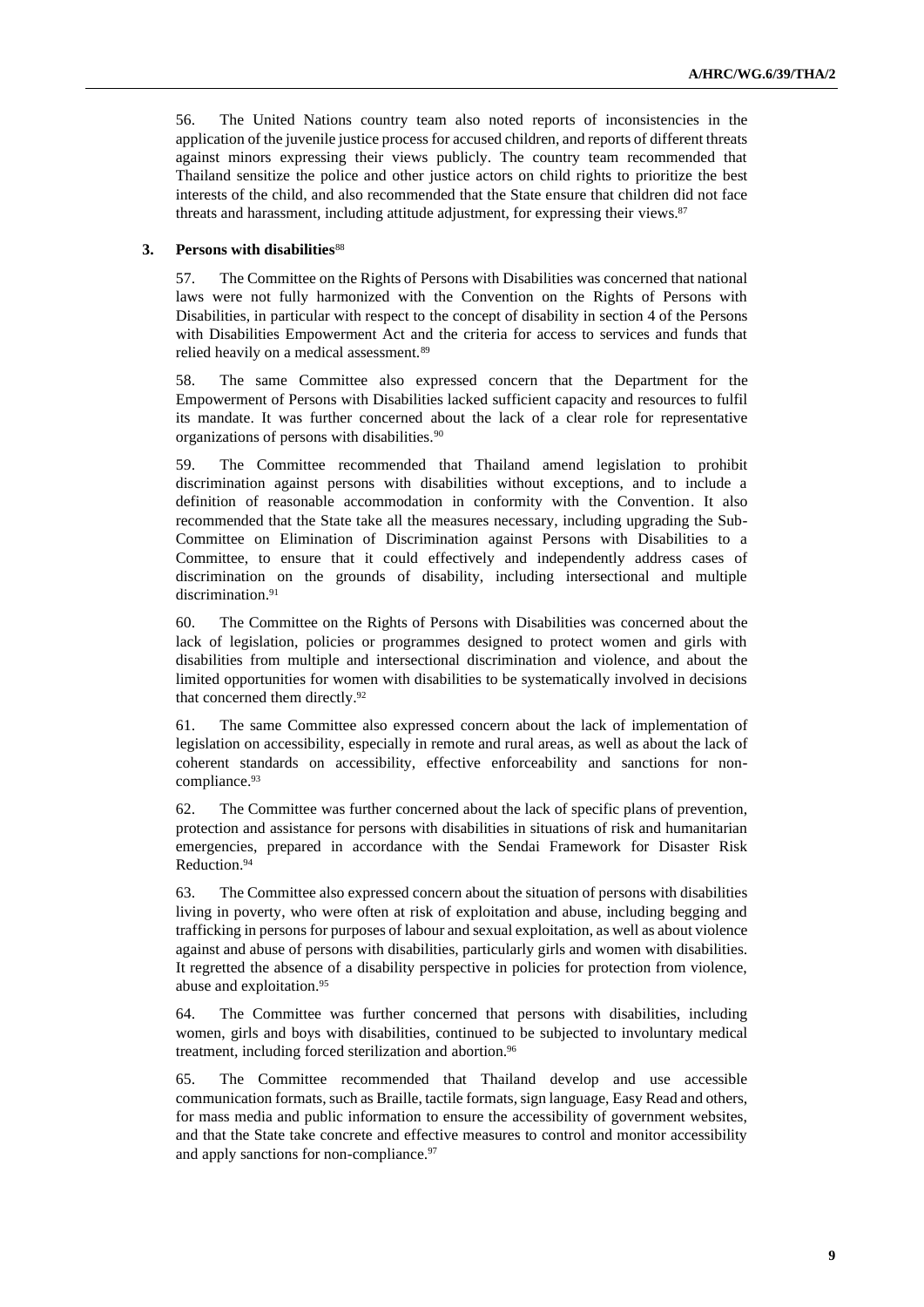56. The United Nations country team also noted reports of inconsistencies in the application of the juvenile justice process for accused children, and reports of different threats against minors expressing their views publicly. The country team recommended that Thailand sensitize the police and other justice actors on child rights to prioritize the best interests of the child, and also recommended that the State ensure that children did not face threats and harassment, including attitude adjustment, for expressing their views.[87]

### 3. Persons with disabilities[88]

57. The Committee on the Rights of Persons with Disabilities was concerned that national laws were not fully harmonized with the Convention on the Rights of Persons with Disabilities, in particular with respect to the concept of disability in section 4 of the Persons with Disabilities Empowerment Act and the criteria for access to services and funds that relied heavily on a medical assessment.[89]

58. The same Committee also expressed concern that the Department for the Empowerment of Persons with Disabilities lacked sufficient capacity and resources to fulfil its mandate. It was further concerned about the lack of a clear role for representative organizations of persons with disabilities.[90]

59. The Committee recommended that Thailand amend legislation to prohibit discrimination against persons with disabilities without exceptions, and to include a definition of reasonable accommodation in conformity with the Convention. It also recommended that the State take all the measures necessary, including upgrading the Sub-Committee on Elimination of Discrimination against Persons with Disabilities to a Committee, to ensure that it could effectively and independently address cases of discrimination on the grounds of disability, including intersectional and multiple discrimination.[91]

60. The Committee on the Rights of Persons with Disabilities was concerned about the lack of legislation, policies or programmes designed to protect women and girls with disabilities from multiple and intersectional discrimination and violence, and about the limited opportunities for women with disabilities to be systematically involved in decisions that concerned them directly.[92]

61. The same Committee also expressed concern about the lack of implementation of legislation on accessibility, especially in remote and rural areas, as well as about the lack of coherent standards on accessibility, effective enforceability and sanctions for non-compliance.[93]

62. The Committee was further concerned about the lack of specific plans of prevention, protection and assistance for persons with disabilities in situations of risk and humanitarian emergencies, prepared in accordance with the Sendai Framework for Disaster Risk Reduction.[94]

63. The Committee also expressed concern about the situation of persons with disabilities living in poverty, who were often at risk of exploitation and abuse, including begging and trafficking in persons for purposes of labour and sexual exploitation, as well as about violence against and abuse of persons with disabilities, particularly girls and women with disabilities. It regretted the absence of a disability perspective in policies for protection from violence, abuse and exploitation.[95]

64. The Committee was further concerned that persons with disabilities, including women, girls and boys with disabilities, continued to be subjected to involuntary medical treatment, including forced sterilization and abortion.[96]

65. The Committee recommended that Thailand develop and use accessible communication formats, such as Braille, tactile formats, sign language, Easy Read and others, for mass media and public information to ensure the accessibility of government websites, and that the State take concrete and effective measures to control and monitor accessibility and apply sanctions for non-compliance.[97]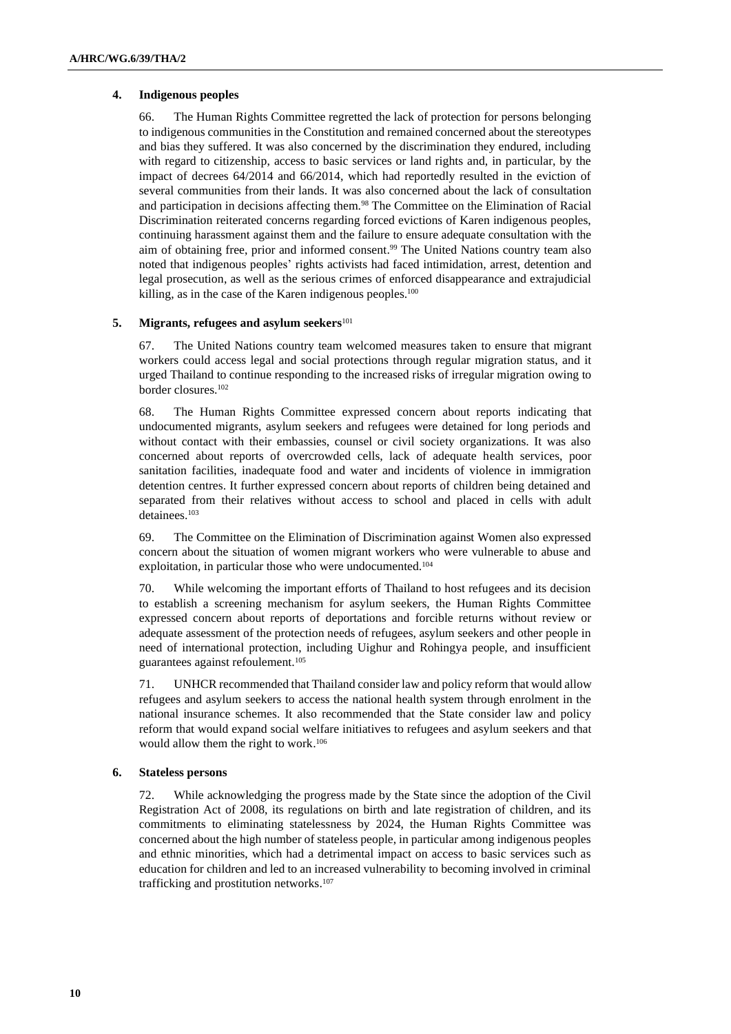### 4. Indigenous peoples

66. The Human Rights Committee regretted the lack of protection for persons belonging to indigenous communities in the Constitution and remained concerned about the stereotypes and bias they suffered. It was also concerned by the discrimination they endured, including with regard to citizenship, access to basic services or land rights and, in particular, by the impact of decrees 64/2014 and 66/2014, which had reportedly resulted in the eviction of several communities from their lands. It was also concerned about the lack of consultation and participation in decisions affecting them.[98] The Committee on the Elimination of Racial Discrimination reiterated concerns regarding forced evictions of Karen indigenous peoples, continuing harassment against them and the failure to ensure adequate consultation with the aim of obtaining free, prior and informed consent.[99] The United Nations country team also noted that indigenous peoples' rights activists had faced intimidation, arrest, detention and legal prosecution, as well as the serious crimes of enforced disappearance and extrajudicial killing, as in the case of the Karen indigenous peoples.[100]

### 5. Migrants, refugees and asylum seekers[101]

67. The United Nations country team welcomed measures taken to ensure that migrant workers could access legal and social protections through regular migration status, and it urged Thailand to continue responding to the increased risks of irregular migration owing to border closures.[102]

68. The Human Rights Committee expressed concern about reports indicating that undocumented migrants, asylum seekers and refugees were detained for long periods and without contact with their embassies, counsel or civil society organizations. It was also concerned about reports of overcrowded cells, lack of adequate health services, poor sanitation facilities, inadequate food and water and incidents of violence in immigration detention centres. It further expressed concern about reports of children being detained and separated from their relatives without access to school and placed in cells with adult detainees.[103]

69. The Committee on the Elimination of Discrimination against Women also expressed concern about the situation of women migrant workers who were vulnerable to abuse and exploitation, in particular those who were undocumented.[104]

70. While welcoming the important efforts of Thailand to host refugees and its decision to establish a screening mechanism for asylum seekers, the Human Rights Committee expressed concern about reports of deportations and forcible returns without review or adequate assessment of the protection needs of refugees, asylum seekers and other people in need of international protection, including Uighur and Rohingya people, and insufficient guarantees against refoulement.[105]

71. UNHCR recommended that Thailand consider law and policy reform that would allow refugees and asylum seekers to access the national health system through enrolment in the national insurance schemes. It also recommended that the State consider law and policy reform that would expand social welfare initiatives to refugees and asylum seekers and that would allow them the right to work.[106]

### 6. Stateless persons

72. While acknowledging the progress made by the State since the adoption of the Civil Registration Act of 2008, its regulations on birth and late registration of children, and its commitments to eliminating statelessness by 2024, the Human Rights Committee was concerned about the high number of stateless people, in particular among indigenous peoples and ethnic minorities, which had a detrimental impact on access to basic services such as education for children and led to an increased vulnerability to becoming involved in criminal trafficking and prostitution networks.[107]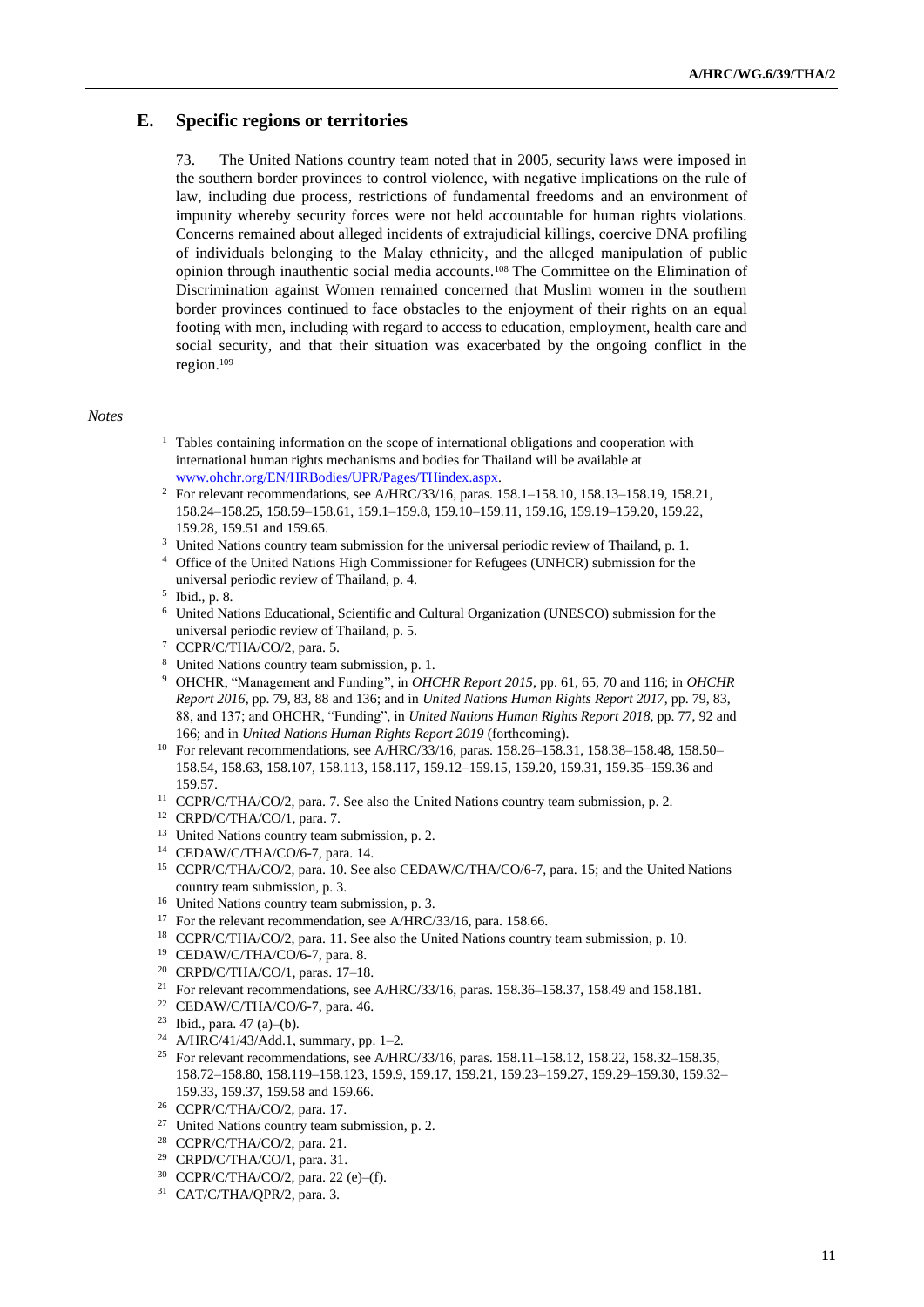## E. Specific regions or territories

73. The United Nations country team noted that in 2005, security laws were imposed in the southern border provinces to control violence, with negative implications on the rule of law, including due process, restrictions of fundamental freedoms and an environment of impunity whereby security forces were not held accountable for human rights violations. Concerns remained about alleged incidents of extrajudicial killings, coercive DNA profiling of individuals belonging to the Malay ethnicity, and the alleged manipulation of public opinion through inauthentic social media accounts.[108] The Committee on the Elimination of Discrimination against Women remained concerned that Muslim women in the southern border provinces continued to face obstacles to the enjoyment of their rights on an equal footing with men, including with regard to access to education, employment, health care and social security, and that their situation was exacerbated by the ongoing conflict in the region.[109]

*Notes*

1 Tables containing information on the scope of international obligations and cooperation with international human rights mechanisms and bodies for Thailand will be available at www.ohchr.org/EN/HRBodies/UPR/Pages/THindex.aspx.

2 For relevant recommendations, see A/HRC/33/16, paras. 158.1–158.10, 158.13–158.19, 158.21, 158.24–158.25, 158.59–158.61, 159.1–159.8, 159.10–159.11, 159.16, 159.19–159.20, 159.22, 159.28, 159.51 and 159.65.

3 United Nations country team submission for the universal periodic review of Thailand, p. 1.

4 Office of the United Nations High Commissioner for Refugees (UNHCR) submission for the universal periodic review of Thailand, p. 4.

5 Ibid., p. 8.

6 United Nations Educational, Scientific and Cultural Organization (UNESCO) submission for the universal periodic review of Thailand, p. 5.

7 CCPR/C/THA/CO/2, para. 5.

8 United Nations country team submission, p. 1.

9 OHCHR, "Management and Funding", in *OHCHR Report 2015*, pp. 61, 65, 70 and 116; in *OHCHR Report 2016*, pp. 79, 83, 88 and 136; and in *United Nations Human Rights Report 2017*, pp. 79, 83, 88, and 137; and OHCHR, "Funding", in *United Nations Human Rights Report 2018*, pp. 77, 92 and 166; and in *United Nations Human Rights Report 2019* (forthcoming).

10 For relevant recommendations, see A/HRC/33/16, paras. 158.26–158.31, 158.38–158.48, 158.50–158.54, 158.63, 158.107, 158.113, 158.117, 159.12–159.15, 159.20, 159.31, 159.35–159.36 and 159.57.

11 CCPR/C/THA/CO/2, para. 7. See also the United Nations country team submission, p. 2.

12 CRPD/C/THA/CO/1, para. 7.

13 United Nations country team submission, p. 2.

14 CEDAW/C/THA/CO/6-7, para. 14.

15 CCPR/C/THA/CO/2, para. 10. See also CEDAW/C/THA/CO/6-7, para. 15; and the United Nations country team submission, p. 3.

16 United Nations country team submission, p. 3.

17 For the relevant recommendation, see A/HRC/33/16, para. 158.66.

18 CCPR/C/THA/CO/2, para. 11. See also the United Nations country team submission, p. 10.

19 CEDAW/C/THA/CO/6-7, para. 8.

20 CRPD/C/THA/CO/1, paras. 17–18.

21 For relevant recommendations, see A/HRC/33/16, paras. 158.36–158.37, 158.49 and 158.181.

22 CEDAW/C/THA/CO/6-7, para. 46.

23 Ibid., para. 47 (a)–(b).

24 A/HRC/41/43/Add.1, summary, pp. 1–2.

25 For relevant recommendations, see A/HRC/33/16, paras. 158.11–158.12, 158.22, 158.32–158.35, 158.72–158.80, 158.119–158.123, 159.9, 159.17, 159.21, 159.23–159.27, 159.29–159.30, 159.32–159.33, 159.37, 159.58 and 159.66.

26 CCPR/C/THA/CO/2, para. 17.

27 United Nations country team submission, p. 2.

28 CCPR/C/THA/CO/2, para. 21.

29 CRPD/C/THA/CO/1, para. 31.

30 CCPR/C/THA/CO/2, para. 22 (e)–(f).

31 CAT/C/THA/QPR/2, para. 3.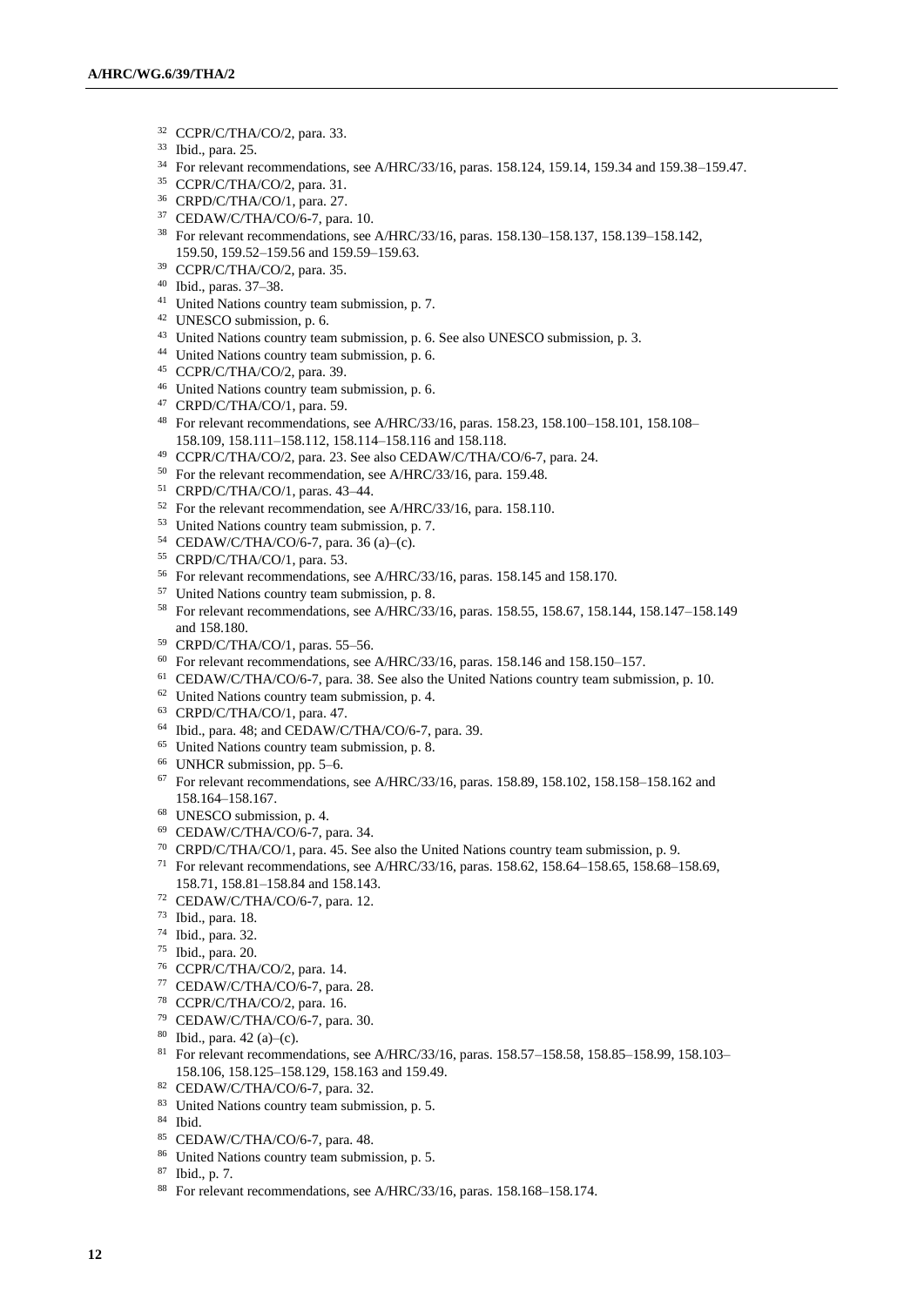[32] CCPR/C/THA/CO/2, para. 33.
[33] Ibid., para. 25.
[34] For relevant recommendations, see A/HRC/33/16, paras. 158.124, 159.14, 159.34 and 159.38–159.47.
[35] CCPR/C/THA/CO/2, para. 31.
[36] CRPD/C/THA/CO/1, para. 27.
[37] CEDAW/C/THA/CO/6-7, para. 10.
[38] For relevant recommendations, see A/HRC/33/16, paras. 158.130–158.137, 158.139–158.142, 159.50, 159.52–159.56 and 159.59–159.63.
[39] CCPR/C/THA/CO/2, para. 35.
[40] Ibid., paras. 37–38.
[41] United Nations country team submission, p. 7.
[42] UNESCO submission, p. 6.
[43] United Nations country team submission, p. 6. See also UNESCO submission, p. 3.
[44] United Nations country team submission, p. 6.
[45] CCPR/C/THA/CO/2, para. 39.
[46] United Nations country team submission, p. 6.
[47] CRPD/C/THA/CO/1, para. 59.
[48] For relevant recommendations, see A/HRC/33/16, paras. 158.23, 158.100–158.101, 158.108–158.109, 158.111–158.112, 158.114–158.116 and 158.118.
[49] CCPR/C/THA/CO/2, para. 23. See also CEDAW/C/THA/CO/6-7, para. 24.
[50] For the relevant recommendation, see A/HRC/33/16, para. 159.48.
[51] CRPD/C/THA/CO/1, paras. 43–44.
[52] For the relevant recommendation, see A/HRC/33/16, para. 158.110.
[53] United Nations country team submission, p. 7.
[54] CEDAW/C/THA/CO/6-7, para. 36 (a)–(c).
[55] CRPD/C/THA/CO/1, para. 53.
[56] For relevant recommendations, see A/HRC/33/16, paras. 158.145 and 158.170.
[57] United Nations country team submission, p. 8.
[58] For relevant recommendations, see A/HRC/33/16, paras. 158.55, 158.67, 158.144, 158.147–158.149 and 158.180.
[59] CRPD/C/THA/CO/1, paras. 55–56.
[60] For relevant recommendations, see A/HRC/33/16, paras. 158.146 and 158.150–157.
[61] CEDAW/C/THA/CO/6-7, para. 38. See also the United Nations country team submission, p. 10.
[62] United Nations country team submission, p. 4.
[63] CRPD/C/THA/CO/1, para. 47.
[64] Ibid., para. 48; and CEDAW/C/THA/CO/6-7, para. 39.
[65] United Nations country team submission, p. 8.
[66] UNHCR submission, pp. 5–6.
[67] For relevant recommendations, see A/HRC/33/16, paras. 158.89, 158.102, 158.158–158.162 and 158.164–158.167.
[68] UNESCO submission, p. 4.
[69] CEDAW/C/THA/CO/6-7, para. 34.
[70] CRPD/C/THA/CO/1, para. 45. See also the United Nations country team submission, p. 9.
[71] For relevant recommendations, see A/HRC/33/16, paras. 158.62, 158.64–158.65, 158.68–158.69, 158.71, 158.81–158.84 and 158.143.
[72] CEDAW/C/THA/CO/6-7, para. 12.
[73] Ibid., para. 18.
[74] Ibid., para. 32.
[75] Ibid., para. 20.
[76] CCPR/C/THA/CO/2, para. 14.
[77] CEDAW/C/THA/CO/6-7, para. 28.
[78] CCPR/C/THA/CO/2, para. 16.
[79] CEDAW/C/THA/CO/6-7, para. 30.
[80] Ibid., para. 42 (a)–(c).
[81] For relevant recommendations, see A/HRC/33/16, paras. 158.57–158.58, 158.85–158.99, 158.103–158.106, 158.125–158.129, 158.163 and 159.49.
[82] CEDAW/C/THA/CO/6-7, para. 32.
[83] United Nations country team submission, p. 5.
[84] Ibid.
[85] CEDAW/C/THA/CO/6-7, para. 48.
[86] United Nations country team submission, p. 5.
[87] Ibid., p. 7.
[88] For relevant recommendations, see A/HRC/33/16, paras. 158.168–158.174.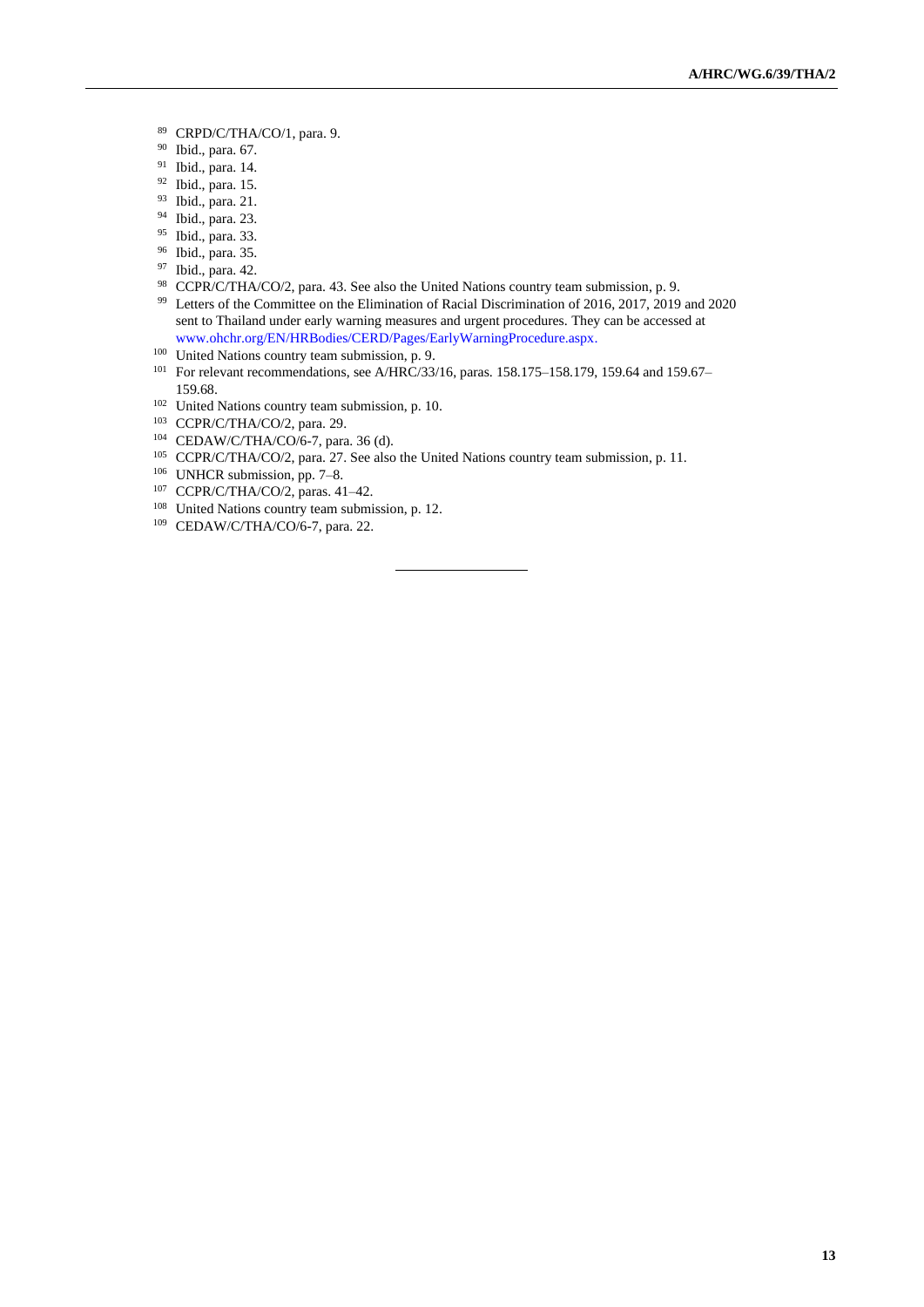[89] CRPD/C/THA/CO/1, para. 9.

[90] Ibid., para. 67.

[91] Ibid., para. 14.

[92] Ibid., para. 15.

[93] Ibid., para. 21.

[94] Ibid., para. 23.

[95] Ibid., para. 33.

[96] Ibid., para. 35.

[97] Ibid., para. 42.

[98] CCPR/C/THA/CO/2, para. 43. See also the United Nations country team submission, p. 9.

[99] Letters of the Committee on the Elimination of Racial Discrimination of 2016, 2017, 2019 and 2020 sent to Thailand under early warning measures and urgent procedures. They can be accessed at www.ohchr.org/EN/HRBodies/CERD/Pages/EarlyWarningProcedure.aspx.

[100] United Nations country team submission, p. 9.

[101] For relevant recommendations, see A/HRC/33/16, paras. 158.175–158.179, 159.64 and 159.67–159.68.

[102] United Nations country team submission, p. 10.

[103] CCPR/C/THA/CO/2, para. 29.

[104] CEDAW/C/THA/CO/6-7, para. 36 (d).

[105] CCPR/C/THA/CO/2, para. 27. See also the United Nations country team submission, p. 11.

[106] UNHCR submission, pp. 7–8.

[107] CCPR/C/THA/CO/2, paras. 41–42.

[108] United Nations country team submission, p. 12.

[109] CEDAW/C/THA/CO/6-7, para. 22.